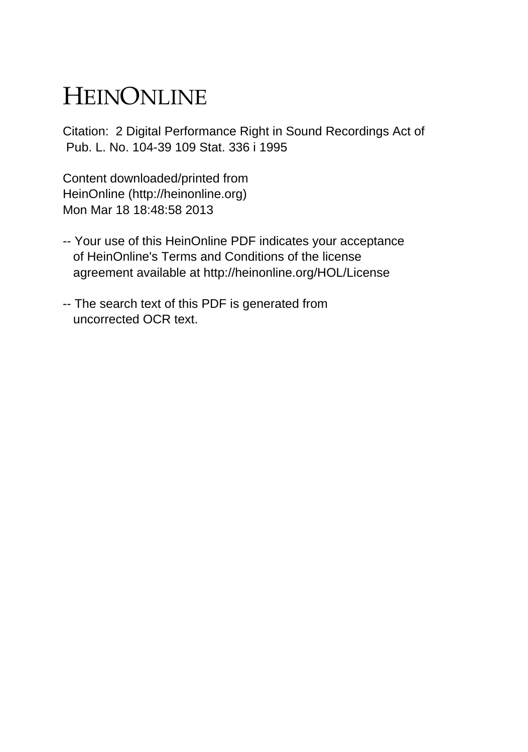# HEINONLINE

Citation: 2 Digital Performance Right in Sound Recordings Act of Pub. L. No. 104-39 109 Stat. 336 i 1995

Content downloaded/printed from HeinOnline (http://heinonline.org) Mon Mar 18 18:48:58 2013

-- Your use of this HeinOnline PDF indicates your acceptance of HeinOnline's Terms and Conditions of the license agreement available at http://heinonline.org/HOL/License

-- The search text of this PDF is generated from uncorrected OCR text.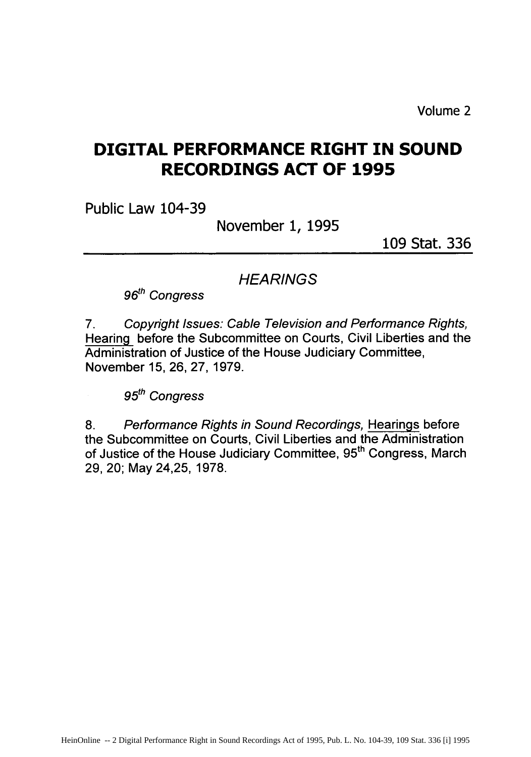Volume 2

# DIGITAL PERFORMANCE RIGHT IN SOUND RECORDINGS ACT OF 1995

Public Law 104-39

November 1, 1995

109 Stat. 336

## *HEARINGS*

*96th Congress*

7. *Copyright Issues: Cable Television and Performance Rights,* Hearing before the Subcommittee on Courts, Civil Liberties and the Administration of Justice of the House Judiciary Committee, November 15, 26, 27, 1979.

*95th Congress*

8. *Performance Rights in Sound Recordings,* Hearings before the Subcommittee on Courts, Civil Liberties and the Administration of Justice of the House Judiciary Committee, 95th Congress, March 29, 20; May 24,25, 1978.